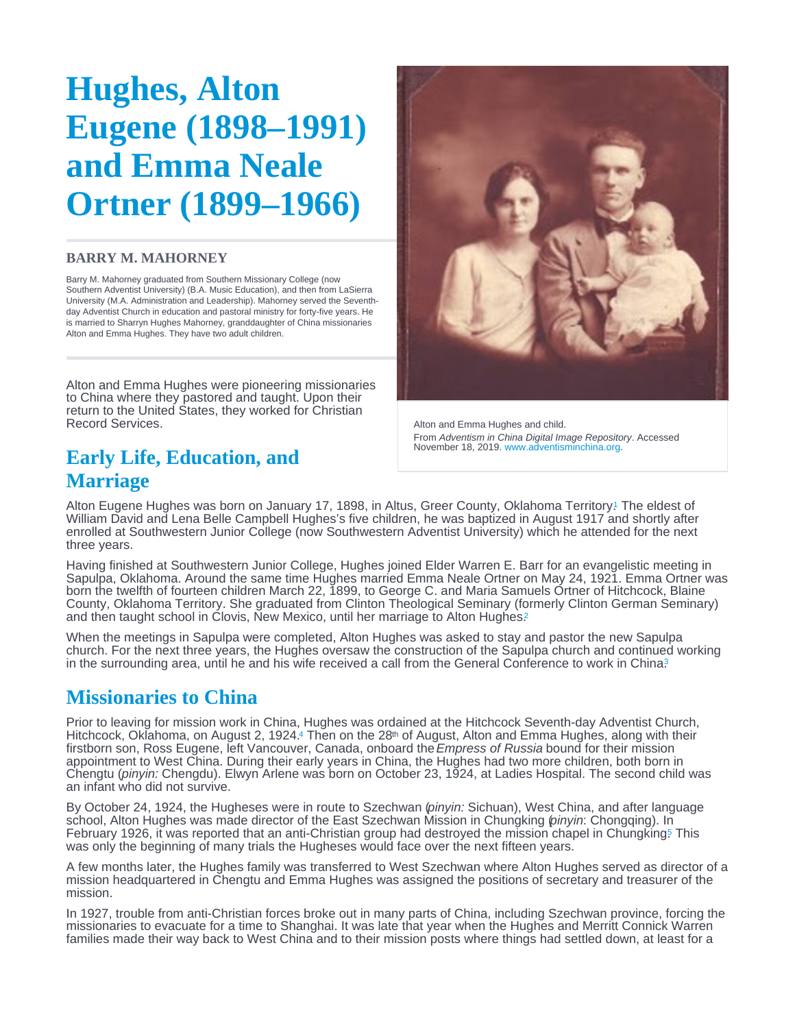# Hughes, Alton Eugene (1898–1991) and Emma Neale Ortner (1899–1966)

**BARRY M. MAHORNEY**

Barry M. Mahorney graduated from Southern Missionary College (now Southern Adventist University) (B.A. Music Education), and then from LaSierra University (M.A. Administration and Leadership). Mahorney served the Seventh-day Adventist Church in education and pastoral ministry for forty-five years. He is married to Sharryn Hughes Mahorney, granddaughter of China missionaries Alton and Emma Hughes. They have two adult children.

Alton and Emma Hughes and child.

From *Adventism in China Digital Image Repository*. Accessed November 18, 2019. www.adventisminchina.org.

Alton and Emma Hughes were pioneering missionaries to China where they pastored and taught. Upon their return to the United States, they worked for Christian Record Services.

## Early Life, Education, and Marriage

Alton Eugene Hughes was born on January 17, 1898, in Altus, Greer County, Oklahoma Territory.[1] The eldest of William David and Lena Belle Campbell Hughes's five children, he was baptized in August 1917 and shortly after enrolled at Southwestern Junior College (now Southwestern Adventist University) which he attended for the next three years.

Having finished at Southwestern Junior College, Hughes joined Elder Warren E. Barr for an evangelistic meeting in Sapulpa, Oklahoma. Around the same time Hughes married Emma Neale Ortner on May 24, 1921. Emma Ortner was born the twelfth of fourteen children March 22, 1899, to George C. and Maria Samuels Ortner of Hitchcock, Blaine County, Oklahoma Territory. She graduated from Clinton Theological Seminary (formerly Clinton German Seminary) and then taught school in Clovis, New Mexico, until her marriage to Alton Hughes.[2]

When the meetings in Sapulpa were completed, Alton Hughes was asked to stay and pastor the new Sapulpa church. For the next three years, the Hughes oversaw the construction of the Sapulpa church and continued working in the surrounding area, until he and his wife received a call from the General Conference to work in China.[3]

## Missionaries to China

Prior to leaving for mission work in China, Hughes was ordained at the Hitchcock Seventh-day Adventist Church, Hitchcock, Oklahoma, on August 2, 1924.[4] Then on the 28th of August, Alton and Emma Hughes, along with their firstborn son, Ross Eugene, left Vancouver, Canada, onboard the *Empress of Russia* bound for their mission appointment to West China. During their early years in China, the Hughes had two more children, both born in Chengtu (*pinyin:* Chengdu). Elwyn Arlene was born on October 23, 1924, at Ladies Hospital. The second child was an infant who did not survive.

By October 24, 1924, the Hugheses were in route to Szechwan (*pinyin:* Sichuan), West China, and after language school, Alton Hughes was made director of the East Szechwan Mission in Chungking (*pinyin*: Chongqing). In February 1926, it was reported that an anti-Christian group had destroyed the mission chapel in Chungking.[5] This was only the beginning of many trials the Hugheses would face over the next fifteen years.

A few months later, the Hughes family was transferred to West Szechwan where Alton Hughes served as director of a mission headquartered in Chengtu and Emma Hughes was assigned the positions of secretary and treasurer of the mission.

In 1927, trouble from anti-Christian forces broke out in many parts of China, including Szechwan province, forcing the missionaries to evacuate for a time to Shanghai. It was late that year when the Hughes and Merritt Connick Warren families made their way back to West China and to their mission posts where things had settled down, at least for a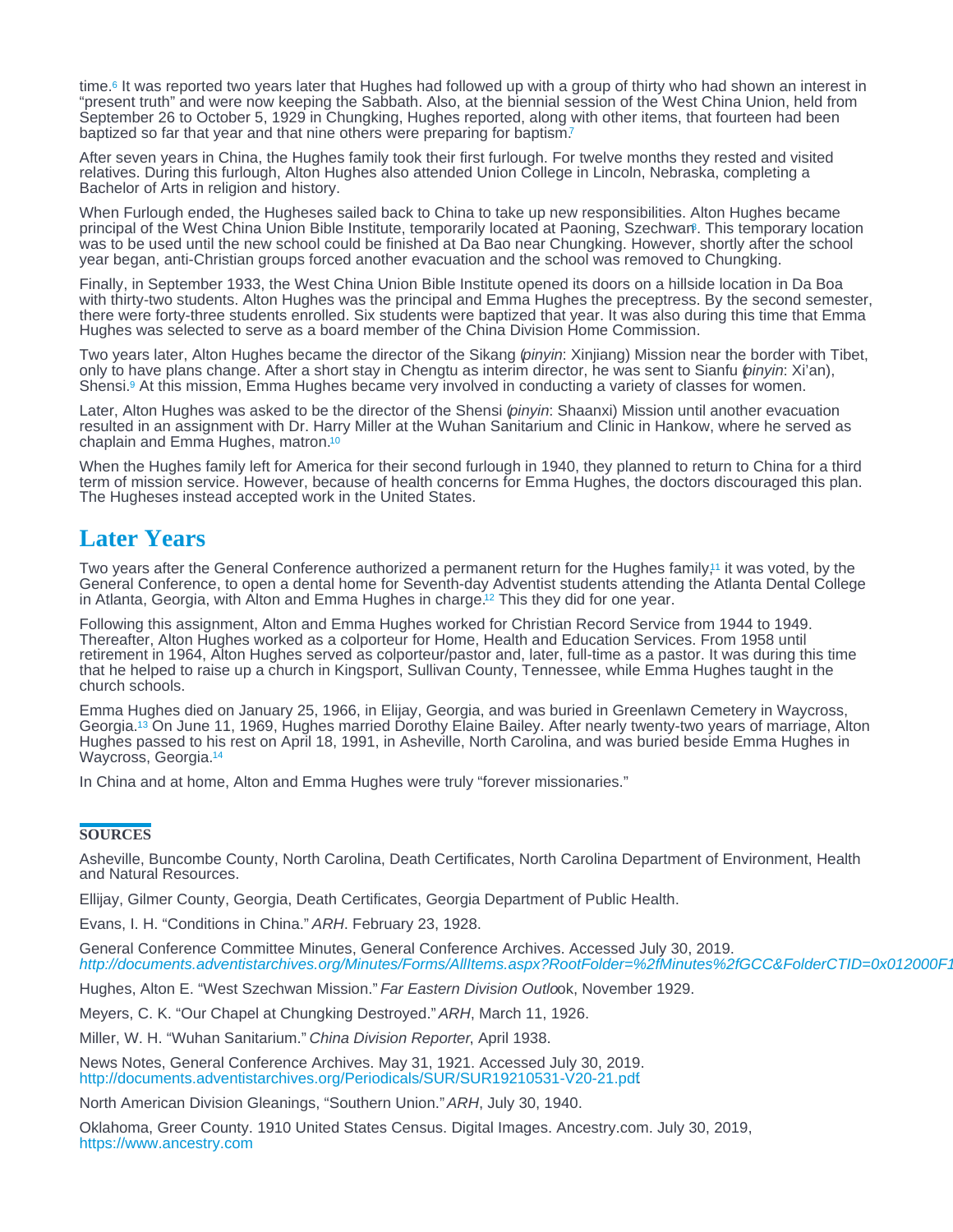time.[6] It was reported two years later that Hughes had followed up with a group of thirty who had shown an interest in "present truth" and were now keeping the Sabbath. Also, at the biennial session of the West China Union, held from September 26 to October 5, 1929 in Chungking, Hughes reported, along with other items, that fourteen had been baptized so far that year and that nine others were preparing for baptism.[7]

After seven years in China, the Hughes family took their first furlough. For twelve months they rested and visited relatives. During this furlough, Alton Hughes also attended Union College in Lincoln, Nebraska, completing a Bachelor of Arts in religion and history.

When Furlough ended, the Hugheses sailed back to China to take up new responsibilities. Alton Hughes became principal of the West China Union Bible Institute, temporarily located at Paoning, Szechwan[8]. This temporary location was to be used until the new school could be finished at Da Bao near Chungking. However, shortly after the school year began, anti-Christian groups forced another evacuation and the school was removed to Chungking.

Finally, in September 1933, the West China Union Bible Institute opened its doors on a hillside location in Da Boa with thirty-two students. Alton Hughes was the principal and Emma Hughes the preceptress. By the second semester, there were forty-three students enrolled. Six students were baptized that year. It was also during this time that Emma Hughes was selected to serve as a board member of the China Division Home Commission.

Two years later, Alton Hughes became the director of the Sikang (*pinyin*: Xinjiang) Mission near the border with Tibet, only to have plans change. After a short stay in Chengtu as interim director, he was sent to Sianfu (*pinyin*: Xi'an), Shensi.[9] At this mission, Emma Hughes became very involved in conducting a variety of classes for women.

Later, Alton Hughes was asked to be the director of the Shensi (*pinyin*: Shaanxi) Mission until another evacuation resulted in an assignment with Dr. Harry Miller at the Wuhan Sanitarium and Clinic in Hankow, where he served as chaplain and Emma Hughes, matron.[10]

When the Hughes family left for America for their second furlough in 1940, they planned to return to China for a third term of mission service. However, because of health concerns for Emma Hughes, the doctors discouraged this plan. The Hugheses instead accepted work in the United States.

## Later Years

Two years after the General Conference authorized a permanent return for the Hughes family,[11] it was voted, by the General Conference, to open a dental home for Seventh-day Adventist students attending the Atlanta Dental College in Atlanta, Georgia, with Alton and Emma Hughes in charge.[12] This they did for one year.

Following this assignment, Alton and Emma Hughes worked for Christian Record Service from 1944 to 1949. Thereafter, Alton Hughes worked as a colporteur for Home, Health and Education Services. From 1958 until retirement in 1964, Alton Hughes served as colporteur/pastor and, later, full-time as a pastor. It was during this time that he helped to raise up a church in Kingsport, Sullivan County, Tennessee, while Emma Hughes taught in the church schools.

Emma Hughes died on January 25, 1966, in Elijay, Georgia, and was buried in Greenlawn Cemetery in Waycross, Georgia.[13] On June 11, 1969, Hughes married Dorothy Elaine Bailey. After nearly twenty-two years of marriage, Alton Hughes passed to his rest on April 18, 1991, in Asheville, North Carolina, and was buried beside Emma Hughes in Waycross, Georgia.[14]

In China and at home, Alton and Emma Hughes were truly "forever missionaries."

### SOURCES

Asheville, Buncombe County, North Carolina, Death Certificates, North Carolina Department of Environment, Health and Natural Resources.

Ellijay, Gilmer County, Georgia, Death Certificates, Georgia Department of Public Health.

Evans, I. H. "Conditions in China." *ARH*. February 23, 1928.

General Conference Committee Minutes, General Conference Archives. Accessed July 30, 2019. *http://documents.adventistarchives.org/Minutes/Forms/AllItems.aspx?RootFolder=%2fMinutes%2fGCC&FolderCTID=0x012000F1*

Hughes, Alton E. "West Szechwan Mission." *Far Eastern Division Outlook*, November 1929.

Meyers, C. K. "Our Chapel at Chungking Destroyed." *ARH*, March 11, 1926.

Miller, W. H. "Wuhan Sanitarium." *China Division Reporter*, April 1938.

News Notes, General Conference Archives. May 31, 1921. Accessed July 30, 2019. http://documents.adventistarchives.org/Periodicals/SUR/SUR19210531-V20-21.pdf

North American Division Gleanings, "Southern Union." *ARH*, July 30, 1940.

Oklahoma, Greer County. 1910 United States Census. Digital Images. Ancestry.com. July 30, 2019, https://www.ancestry.com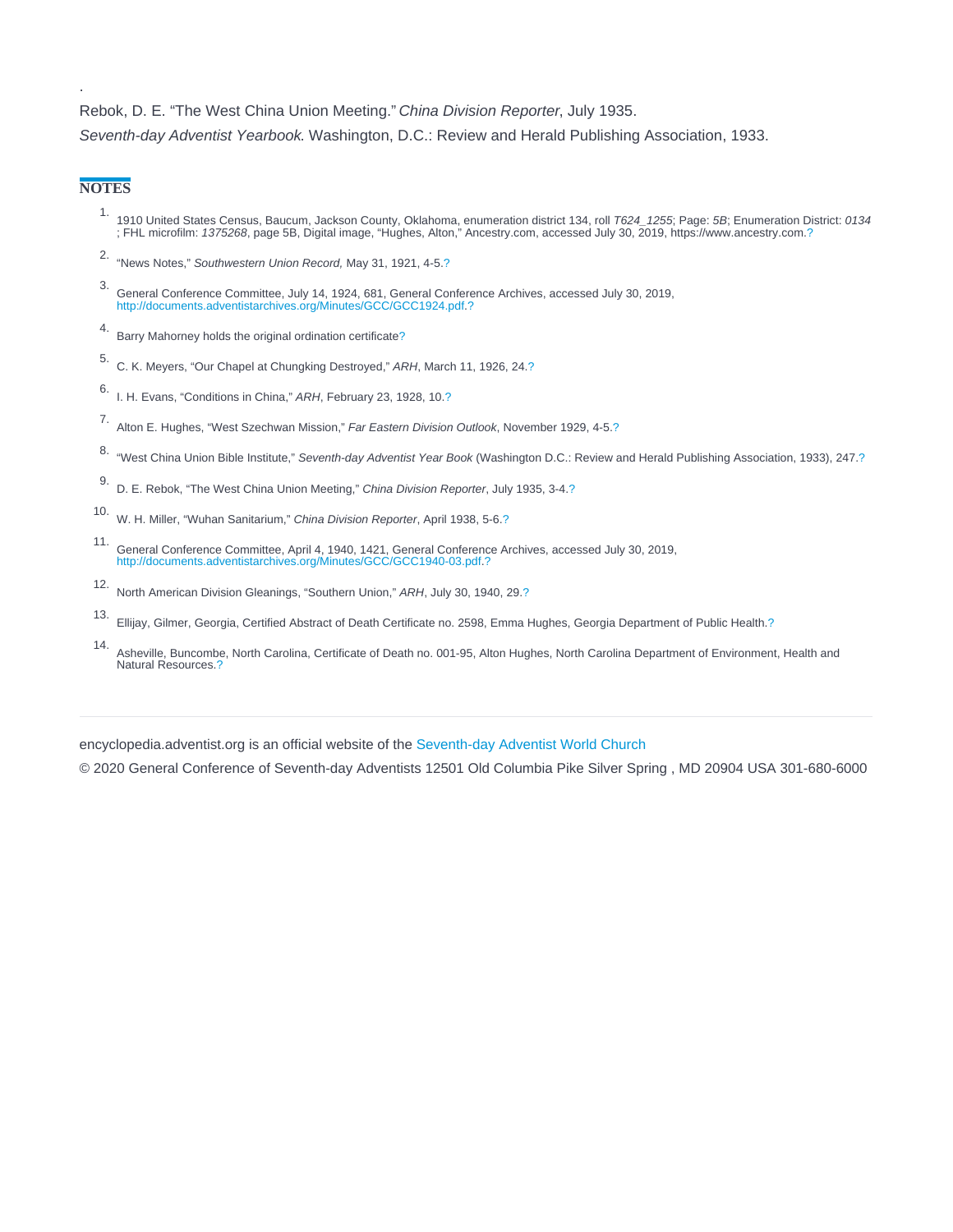.

Rebok, D. E. “The West China Union Meeting.” *China Division Reporter*, July 1935.

*Seventh-day Adventist Yearbook.* Washington, D.C.: Review and Herald Publishing Association, 1933.

## NOTES

1. 1910 United States Census, Baucum, Jackson County, Oklahoma, enumeration district 134, roll *T624_1255*; Page: *5B*; Enumeration District: *0134* ; FHL microfilm: *1375268*, page 5B, Digital image, “Hughes, Alton,” Ancestry.com, accessed July 30, 2019, https://www.ancestry.com.?
2. “News Notes,” *Southwestern Union Record,* May 31, 1921, 4-5.?
3. General Conference Committee, July 14, 1924, 681, General Conference Archives, accessed July 30, 2019, http://documents.adventistarchives.org/Minutes/GCC/GCC1924.pdf.?
4. Barry Mahorney holds the original ordination certificate?
5. C. K. Meyers, “Our Chapel at Chungking Destroyed,” *ARH*, March 11, 1926, 24.?
6. I. H. Evans, “Conditions in China,” *ARH*, February 23, 1928, 10.?
7. Alton E. Hughes, “West Szechwan Mission,” *Far Eastern Division Outlook*, November 1929, 4-5.?
8. “West China Union Bible Institute,” *Seventh-day Adventist Year Book* (Washington D.C.: Review and Herald Publishing Association, 1933), 247.?
9. D. E. Rebok, “The West China Union Meeting,” *China Division Reporter*, July 1935, 3-4.?
10. W. H. Miller, “Wuhan Sanitarium,” *China Division Reporter*, April 1938, 5-6.?
11. General Conference Committee, April 4, 1940, 1421, General Conference Archives, accessed July 30, 2019, http://documents.adventistarchives.org/Minutes/GCC/GCC1940-03.pdf.?
12. North American Division Gleanings, “Southern Union,” *ARH*, July 30, 1940, 29.?
13. Ellijay, Gilmer, Georgia, Certified Abstract of Death Certificate no. 2598, Emma Hughes, Georgia Department of Public Health.?
14. Asheville, Buncombe, North Carolina, Certificate of Death no. 001-95, Alton Hughes, North Carolina Department of Environment, Health and Natural Resources.?

---

encyclopedia.adventist.org is an official website of the Seventh-day Adventist World Church

© 2020 General Conference of Seventh-day Adventists 12501 Old Columbia Pike Silver Spring , MD 20904 USA 301-680-6000